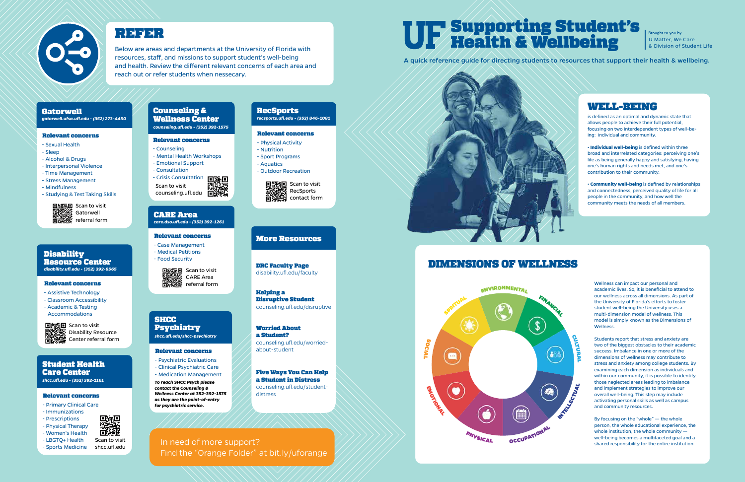# UF Supporting Student's Health & Wellbeing

Brought to you by
U Matter, We Care
& Division of Student Life

A quick reference guide for directing students to resources that support their health & wellbeing.

## REFER

Below are areas and departments at the University of Florida with resources, staff, and missions to support student's well-being and health. Review the different relevant concerns of each area and reach out or refer students when nessecary.

### Gatorwell

*gatorwell.ufsa.ufl.edu - (352) 273-4450*

**Relevant concerns**

- Sexual Health
- Sleep
- Alcohol & Drugs
- Interpersonal Violence
- Time Management
- Stress Management
- Mindfulness
- Studying & Test Taking Skills

Scan to visit Gatorwell referral form

### Disability Resource Center

*disability.ufl.edu - (352) 392-8565*

**Relevant concerns**

- Assistive Technology
- Classroom Accessibility
- Academic & Testing Accommodations

Scan to visit Disability Resource Center referral form

### Student Health Care Center

*shcc.ufl.edu - (352) 392-1161*

**Relevant concerns**

- Primary Clinical Care
- Immunizations
- Prescriptions
- Physical Therapy
- Women's Health
- LBGTQ+ Health
- Sports Medicine

Scan to visit shcc.ufl.edu

### Counseling & Wellness Center

*counseling.ufl.edu - (352) 392-1575*

**Relevant concerns**

- Counseling
- Mental Health Workshops
- Emotional Support
- Consultation
- Crisis Consultation

Scan to visit counseling.ufl.edu

### CARE Area

*care.dso.ufl.edu - (352) 392-1261*

**Relevant concerns**

- Case Management
- Medical Petitions
- Food Security

Scan to visit CARE Area referral form

### SHCC Psychiatry

*shcc.ufl.edu/shcc-psychiatry*

**Relevant concerns**

- Psychiatric Evaluations
- Clinical Psychiatric Care
- Medication Management

***To reach SHCC Psych please contact the Counseling & Wellness Center at 352-392-1575 as they are the point-of-entry for psychiatric service.***

### RecSports

*recsports.ufl.edu - (352) 846-1081*

**Relevant concerns**

- Physical Activity
- Nutrition
- Sport Programs
- Aquatics
- Outdoor Recreation

Scan to visit RecSports contact form

### More Resources

**DRC Faculty Page**
disability.ufl.edu/faculty

**Helping a Disruptive Student**
counseling.ufl.edu/disruptive

**Worried About a Student?**
counseling.ufl.edu/worried-about-student

**Five Ways You Can Help a Student in Distress**
counseling.ufl.edu/student-distress

In need of more support?
Find the "Orange Folder" at bit.ly/uforange

## WELL-BEING

is defined as an optimal and dynamic state that allows people to achieve their full potential, focusing on two interdependent types of well-being: individual and community.

**• Individual well-being** is defined within three broad and interrelated categories: perceiving one's life as being generally happy and satisfying, having one's human rights and needs met, and one's contribution to their community.

**• Community well-being** is defined by relationships and connectedness, perceived quality of life for all people in the community, and how well the community meets the needs of all members.

## DIMENSIONS OF WELLNESS

Environmental, Financial, Cultural, Intellectual, Occupational, Physical, Emotional, Social, Spritual

Wellness can impact our personal and academic lives. So, it is beneficial to attend to our wellness across all dimensions. As part of the University of Florida's efforts to foster student well-being the University uses a multi-dimension model of wellness. This model is simply known as the Dimensions of Wellness.

Students report that stress and anxiety are two of the biggest obstacles to their academic success. Imbalance in one or more of the dimensions of wellness may contribute to stress and anxiety among college students. By examining each dimension as individuals and within our community, it is possible to identify those neglected areas leading to imbalance and implement strategies to improve our overall well-being. This step may include activating personal skills as well as campus and community resources.

By focusing on the "whole" — the whole person, the whole educational experience, the whole institution, the whole community — well-being becomes a multifaceted goal and a shared responsibility for the entire institution.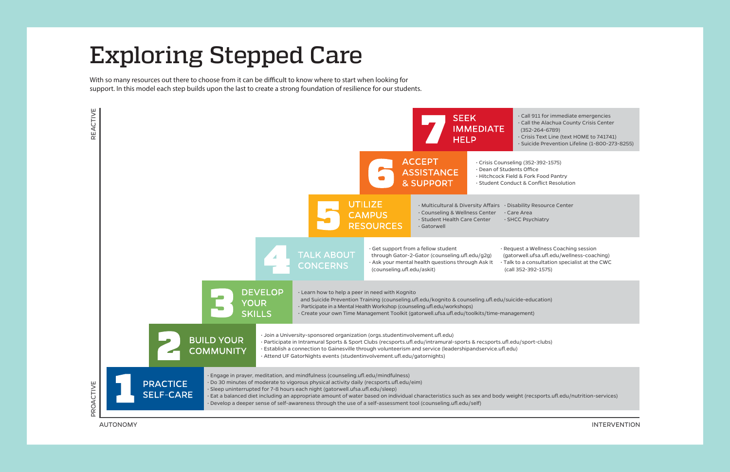# Exploring Stepped Care

With so many resources out there to choose from it can be difficult to know where to start when looking for support. In this model each step builds upon the last to create a strong foundation of resilience for our students.

## 7 SEEK IMMEDIATE HELP

- Call 911 for immediate emergencies
- Call the Alachua County Crisis Center (352-264-6789)
- Crisis Text Line (text HOME to 741741)
- Suicide Prevention Lifeline (1-800-273-8255)

## 6 ACCEPT ASSISTANCE & SUPPORT

- Crisis Counseling (352-392-1575)
- Dean of Students Office
- Hitchcock Field & Fork Food Pantry
- Student Conduct & Conflict Resolution

## 5 UTILIZE CAMPUS RESOURCES

- Multicultural & Diversity Affairs
- Counseling & Wellness Center
- Student Health Care Center
- Gatorwell
- Disability Resource Center
- Care Area
- SHCC Psychiatry

## 4 TALK ABOUT CONCERNS

- Get support from a fellow student through Gator-2-Gator (counseling.ufl.edu/g2g)
- Ask your mental health questions through Ask It (counseling.ufl.edu/askit)
- Request a Wellness Coaching session (gatorwell.ufsa.ufl.edu/wellness-coaching)
- Talk to a consultation specialist at the CWC (call 352-392-1575)

## 3 DEVELOP YOUR SKILLS

- Learn how to help a peer in need with Kognito and Suicide Prevention Training (counseling.ufl.edu/kognito & counseling.ufl.edu/suicide-education)
- Participate in a Mental Health Workshop (counseling.ufl.edu/workshops)
- Create your own Time Management Toolkit (gatorwell.ufsa.ufl.edu/toolkits/time-management)

## 2 BUILD YOUR COMMUNITY

- Join a University-sponsored organization (orgs.studentinvolvement.ufl.edu)
- Participate in Intramural Sports & Sport Clubs (recsports.ufl.edu/intramural-sports & recsports.ufl.edu/sport-clubs)
- Establish a connection to Gainesville through volunteerism and service (leadershipandservice.ufl.edu)
- Attend UF GatorNights events (studentinvolvement.ufl.edu/gatornights)

## 1 PRACTICE SELF-CARE

- Engage in prayer, meditation, and mindfulness (counseling.ufl.edu/mindfulness)
- Do 30 minutes of moderate to vigorous physical activity daily (recsports.ufl.edu/eim)
- Sleep uninterrupted for 7-8 hours each night (gatorwell.ufsa.ufl.edu/sleep)
- Eat a balanced diet including an appropriate amount of water based on individual characteristics such as sex and body weight (recsports.ufl.edu/nutrition-services)
- Develop a deeper sense of self-awareness through the use of a self-assessment tool (counseling.ufl.edu/self)

REACTIVE

PROACTIVE

AUTONOMY

INTERVENTION